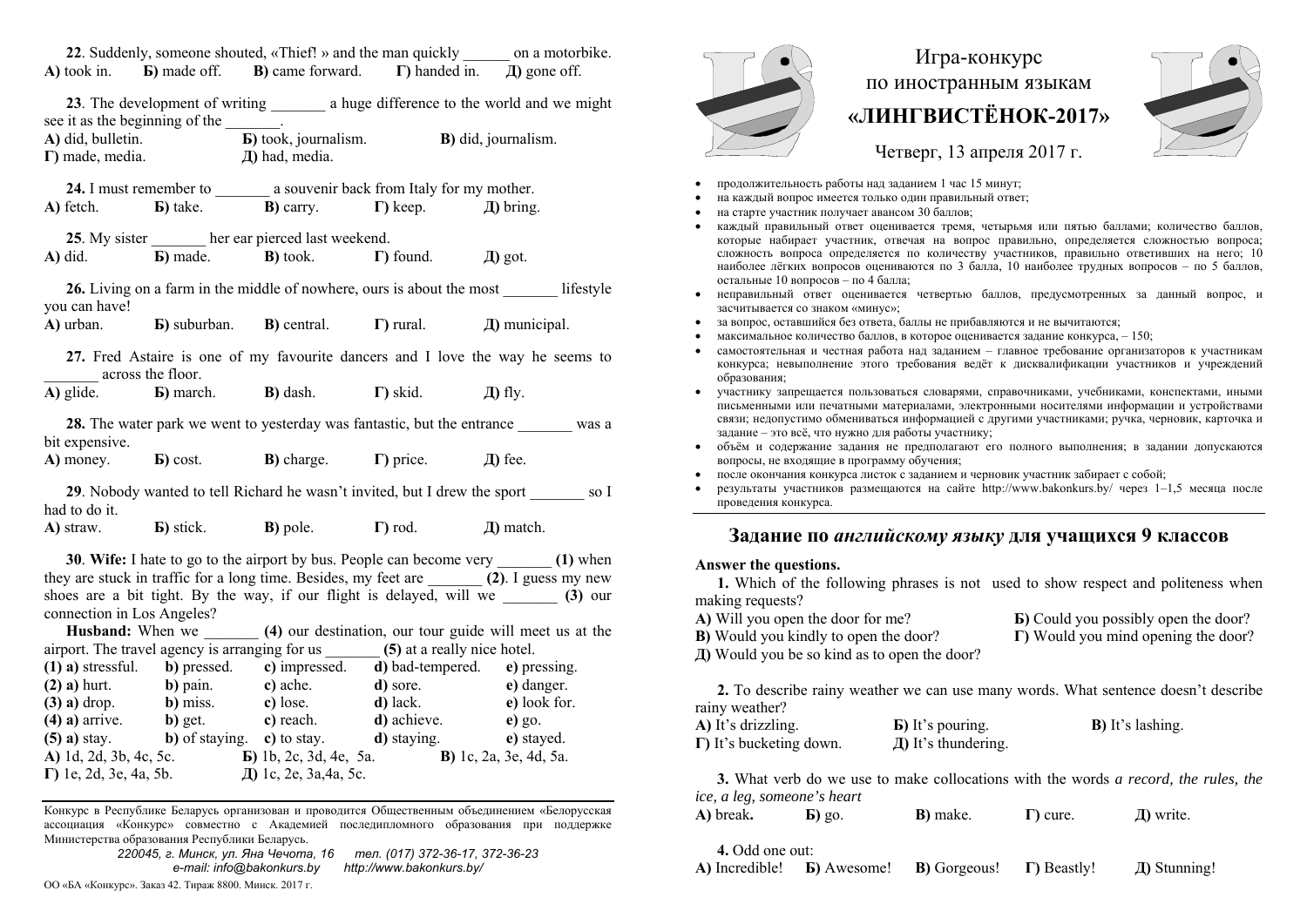**22**. Suddenly, someone shouted, «Thief! » and the man quickly ______ on a motorbike.

**А)** took in. **Б)** made off. **В)** came forward. **Г)** handed in. **Д)** gone off.

**23**. The development of writing _______ a huge difference to the world and we might see it as the beginning of the _______.

**А)** did, bulletin. **Б)** took, journalism. **В)** did, journalism.
**Г)** made, media. **Д)** had, media.

**24.** I must remember to _______ a souvenir back from Italy for my mother.

**А)** fetch. **Б)** take. **В)** carry. **Г)** keep. **Д)** bring.

**25**. My sister _______ her ear pierced last weekend.

**А)** did. **Б)** made. **В)** took. **Г)** found. **Д)** got.

**26.** Living on a farm in the middle of nowhere, ours is about the most _______ lifestyle you can have!

**А)** urban. **Б)** suburban. **В)** central. **Г)** rural. **Д)** municipal.

**27.** Fred Astaire is one of my favourite dancers and I love the way he seems to _______ across the floor.

**А)** glide. **Б)** march. **В)** dash. **Г)** skid. **Д)** fly.

**28.** The water park we went to yesterday was fantastic, but the entrance _______ was a bit expensive.

**А)** money. **Б)** cost. **В)** charge. **Г)** price. **Д)** fee.

**29**. Nobody wanted to tell Richard he wasn't invited, but I drew the sport _______ so I had to do it.

**А)** straw. **Б)** stick. **В)** pole. **Г)** rod. **Д)** match.

**30**. **Wife:** I hate to go to the airport by bus. People can become very _______ **(1)** when they are stuck in traffic for a long time. Besides, my feet are _______ **(2)**. I guess my new shoes are a bit tight. By the way, if our flight is delayed, will we _______ **(3)** our connection in Los Angeles?

**Husband:** When we _______ **(4)** our destination, our tour guide will meet us at the airport. The travel agency is arranging for us _______ **(5)** at a really nice hotel.

| | | | | | |
|---|---|---|---|---|---|
| **(1)** | **a)** stressful. | **b)** pressed. | **c)** impressed. | **d)** bad-tempered. | **e)** pressing. |
| **(2)** | **a)** hurt. | **b)** pain. | **c)** ache. | **d)** sore. | **e)** danger. |
| **(3)** | **a)** drop. | **b)** miss. | **c)** lose. | **d)** lack. | **e)** look for. |
| **(4)** | **a)** arrive. | **b)** get. | **c)** reach. | **d)** achieve. | **e)** go. |
| **(5)** | **a)** stay. | **b)** of staying. | **c)** to stay. | **d)** staying. | **e)** stayed. |

**А)** 1d, 2d, 3b, 4c, 5c. **Б)** 1b, 2c, 3d, 4e, 5a. **В)** 1c, 2a, 3e, 4d, 5a.
**Г)** 1e, 2d, 3e, 4a, 5b. **Д)** 1c, 2e, 3a,4a, 5c.

---

Конкурс в Республике Беларусь организован и проводится Общественным объединением «Белорусская ассоциация «Конкурс» совместно с Академией последипломного образования при поддержке Министерства образования Республики Беларусь.

*220045, г. Минск, ул. Яна Чечота, 16 тел. (017) 372-36-17, 372-36-23*
*e-mail: info@bakonkurs.by http://www.bakonkurs.by/*

ОО «БА «Конкурс». Заказ 42. Тираж 8800. Минск. 2017 г.

# Игра-конкурс по иностранным языкам «ЛИНГВИСТЁНОК-2017»

Четверг, 13 апреля 2017 г.

- продолжительность работы над заданием 1 час 15 минут;
- на каждый вопрос имеется только один правильный ответ;
- на старте участник получает авансом 30 баллов;
- каждый правильный ответ оценивается тремя, четырьмя или пятью баллами; количество баллов, которые набирает участник, отвечая на вопрос правильно, определяется сложностью вопроса; сложность вопроса определяется по количеству участников, правильно ответивших на него; 10 наиболее лёгких вопросов оцениваются по 3 балла, 10 наиболее трудных вопросов – по 5 баллов, остальные 10 вопросов – по 4 балла;
- неправильный ответ оценивается четвертью баллов, предусмотренных за данный вопрос, и засчитывается со знаком «минус»;
- за вопрос, оставшийся без ответа, баллы не прибавляются и не вычитаются;
- максимальное количество баллов, в которое оценивается задание конкурса, – 150;
- самостоятельная и честная работа над заданием – главное требование организаторов к участникам конкурса; невыполнение этого требования ведёт к дисквалификации участников и учреждений образования;
- участнику запрещается пользоваться словарями, справочниками, учебниками, конспектами, иными письменными или печатными материалами, электронными носителями информации и устройствами связи; недопустимо обмениваться информацией с другими участниками; ручка, черновик, карточка и задание – это всё, что нужно для работы участнику;
- объём и содержание задания не предполагают его полного выполнения; в задании допускаются вопросы, не входящие в программу обучения;
- после окончания конкурса листок с заданием и черновик участник забирает с собой;
- результаты участников размещаются на сайте http://www.bakonkurs.by/ через 1–1,5 месяца после проведения конкурса.

## Задание по *английскому языку* для учащихся 9 классов

**Answer the questions.**

**1.** Which of the following phrases is not used to show respect and politeness when making requests?

**А)** Will you open the door for me? **Б)** Could you possibly open the door?
**В)** Would you kindly to open the door? **Г)** Would you mind opening the door?
**Д)** Would you be so kind as to open the door?

**2.** To describe rainy weather we can use many words. What sentence doesn't describe rainy weather?

**А)** It's drizzling. **Б)** It's pouring. **В)** It's lashing.
**Г)** It's bucketing down. **Д)** It's thundering.

**3.** What verb do we use to make collocations with the words *a record, the rules, the ice, a leg, someone's heart*

**А)** break**.** **Б)** go. **В)** make. **Г)** cure. **Д)** write.

**4.** Odd one out:

**А)** Incredible! **Б)** Awesome! **В)** Gorgeous! **Г)** Beastly! **Д)** Stunning!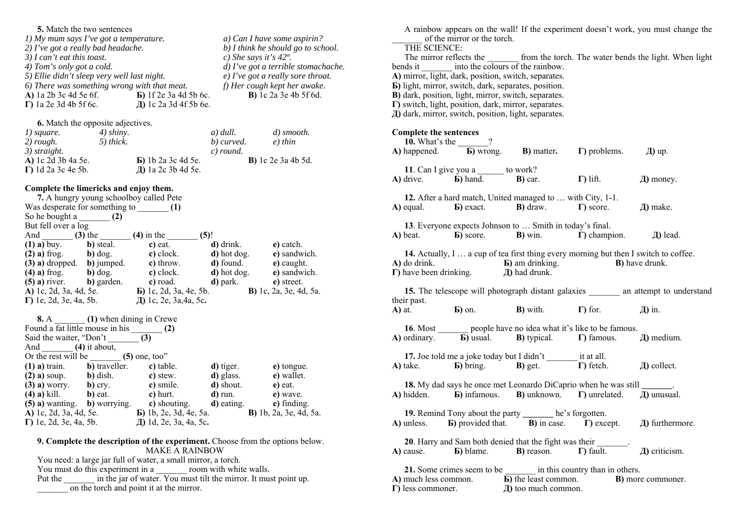**5.** Match the two sentences

*1) My mum says I've got a temperature.* *a) Can I have some aspirin?*
*2) I've got a really bad headache.* *b) I think he should go to school.*
*3) I can't eat this toast.* *c) She says it's 42º.*
*4) Tom's only got a cold.* *d) I've got a terrible stomachache.*
*5) Ellie didn't sleep very well last night.* *e) I've got a really sore throat.*
*6) There was something wrong with that meat.* *f) Her cough kept her awake.*

**А)** 1a 2b 3c 4d 5e 6f. **Б)** 1f 2e 3a 4d 5b 6c. **В)** 1c 2a 3e 4b 5f 6d.
**Г)** 1a 2e 3d 4b 5f 6c. **Д)** 1c 2a 3d 4f 5b 6e.

**6.** Match the opposite adjectives.

*1) square.* *4) shiny.* *a) dull.* *d) smooth.*
*2) rough.* *5) thick.* *b) curved.* *e) thin*
*3) straight.* *c) round.*

**А)** 1c 2d 3b 4a 5e. **Б)** 1b 2a 3c 4d 5e. **В)** 1c 2e 3a 4b 5d.
**Г)** 1d 2a 3c 4e 5b. **Д)** 1a 2c 3b 4d 5e.

**Complete the limericks and enjoy them.**

**7.** A hungry young schoolboy called Pete
Was desperate for something to _______ **(1)**
So he bought a _______ **(2)**
But fell over a log
And _______ **(3)** the _______ **(4)** in the _______ **(5)**!

**(1) a)** buy. **b)** steal. **c)** eat. **d)** drink. **e)** catch.
**(2) a)** frog. **b)** dog. **c)** clock. **d)** hot dog. **e)** sandwich.
**(3) a)** dropped. **b)** jumped. **c)** throw. **d)** found. **e)** caught.
**(4) a)** frog. **b)** dog. **c)** clock. **d)** hot dog. **e)** sandwich.
**(5) a)** river. **b)** garden. **c)** road. **d)** park. **e)** street.

**А)** 1c, 2d, 3a, 4d, 5e. **Б)** 1c, 2d, 3a, 4e, 5b. **В)** 1c, 2a, 3e, 4d, 5a.
**Г)** 1e, 2d, 3e, 4a, 5b. **Д)** 1c, 2e, 3a,4a, 5c**.**

**8.** A _______ **(1)** when dining in Crewe
Found a fat little mouse in his _______ **(2)**
Said the waiter, "Don't _______ **(3)**
And _______ **(4)** it about,
Or the rest will be _______ **(5)** one, too"

**(1) a)** train. **b)** traveller. **c)** table. **d)** tiger. **e)** tongue.
**(2) a)** soup. **b)** dish. **c)** stew. **d)** glass. **e)** wallet.
**(3) a)** worry. **b)** cry. **c)** smile. **d)** shout. **e)** eat.
**(4) a)** kill. **b)** eat. **c)** hurt. **d)** run. **e)** wave.
**(5) a)** wanting. **b)** worrying. **c)** shouting. **d)** eating. **e)** finding.

**А)** 1c, 2d, 3a, 4d, 5e. **Б)** 1b, 2c, 3d, 4e, 5a. **В)** 1b, 2a, 3e, 4d, 5a.
**Г)** 1e, 2d, 3e, 4a, 5b. **Д)** 1d, 2e, 3a, 4a, 5c**.**

**9. Complete the description of the experiment.** Choose from the options below.

MAKE A RAINBOW

You need: a large jar full of water, a small mirror, a torch.
You must do this experiment in a _______ room with white walls.
Put the _______ in the jar of water. You must tilt the mirror. It must point up.
_______ on the torch and point it at the mirror.
A rainbow appears on the wall! If the experiment doesn't work, you must change the _______ of the mirror or the torch.
THE SCIENCE:
The mirror reflects the _______ from the torch. The water bends the light. When light bends it _______ into the colours of the rainbow.

**А)** mirror, light, dark, position, switch, separates.
**Б)** light, mirror, switch, dark, separates, position.
**В)** dark, position, light, mirror, switch, separates.
**Г)** switch, light, position, dark, mirror, separates.
**Д)** dark, mirror, switch, position, light, separates.

**Complete the sentences**

**10.** What's the _______?
**А)** happened. **Б)** wrong. **В)** matter**.** **Г)** problems. **Д)** up.

**11**. Can I give you a ______ to work?
**А)** drive. **Б)** hand. **В)** car. **Г)** lift. **Д)** money.

**12.** After a hard match, United managed to … with City, 1-1.
**А)** equal. **Б)** exact. **В)** draw. **Г)** score. **Д)** make.

**13**. Everyone expects Johnson to … Smith in today's final.
**А)** beat. **Б)** score. **В)** win. **Г)** champion. **Д)** lead.

**14.** Actually, I … a cup of tea first thing every morning but then I switch to coffee.
**А)** do drink. **Б)** am drinking. **В)** have drunk.
**Г)** have been drinking. **Д)** had drunk.

**15.** The telescope will photograph distant galaxies _______ an attempt to understand their past.
**А)** at. **Б)** on. **В)** with. **Г)** for. **Д)** in.

**16**. Most _______ people have no idea what it's like to be famous.
**А)** ordinary. **Б)** usual. **В)** typical. **Г)** famous. **Д)** medium.

**17.** Joe told me a joke today but I didn't _______ it at all.
**А)** take. **Б)** bring. **В)** get. **Г)** fetch. **Д)** collect.

**18.** My dad says he once met Leonardo DiCaprio when he was still _______.
**А)** hidden. **Б)** infamous. **В)** unknown. **Г)** unrelated. **Д)** unusual.

**19.** Remind Tony about the party _______ he's forgotten.
**А)** unless. **Б)** provided that. **В)** in case. **Г)** except. **Д)** furthermore.

**20**. Harry and Sam both denied that the fight was their _______.
**А)** cause. **Б)** blame. **В)** reason. **Г)** fault. **Д)** criticism.

**21.** Some crimes seem to be _______ in this country than in others.
**А)** much less common. **Б)** the least common. **В)** more commoner.
**Г)** less commoner. **Д)** too much common.